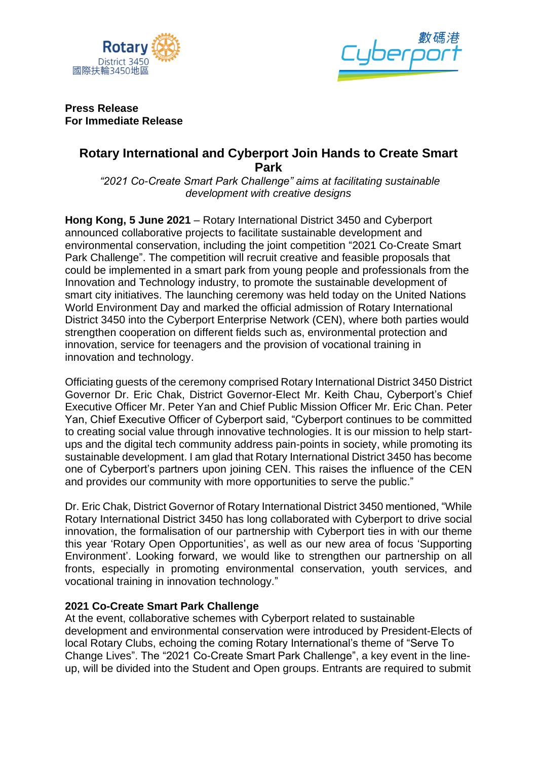**Press Release**
**For Immediate Release**

# Rotary International and Cyberport Join Hands to Create Smart Park

*"2021 Co-Create Smart Park Challenge" aims at facilitating sustainable development with creative designs*

**Hong Kong, 5 June 2021** – Rotary International District 3450 and Cyberport announced collaborative projects to facilitate sustainable development and environmental conservation, including the joint competition "2021 Co-Create Smart Park Challenge". The competition will recruit creative and feasible proposals that could be implemented in a smart park from young people and professionals from the Innovation and Technology industry, to promote the sustainable development of smart city initiatives. The launching ceremony was held today on the United Nations World Environment Day and marked the official admission of Rotary International District 3450 into the Cyberport Enterprise Network (CEN), where both parties would strengthen cooperation on different fields such as, environmental protection and innovation, service for teenagers and the provision of vocational training in innovation and technology.

Officiating guests of the ceremony comprised Rotary International District 3450 District Governor Dr. Eric Chak, District Governor-Elect Mr. Keith Chau, Cyberport's Chief Executive Officer Mr. Peter Yan and Chief Public Mission Officer Mr. Eric Chan. Peter Yan, Chief Executive Officer of Cyberport said, "Cyberport continues to be committed to creating social value through innovative technologies. It is our mission to help start-ups and the digital tech community address pain-points in society, while promoting its sustainable development. I am glad that Rotary International District 3450 has become one of Cyberport's partners upon joining CEN. This raises the influence of the CEN and provides our community with more opportunities to serve the public."

Dr. Eric Chak, District Governor of Rotary International District 3450 mentioned, "While Rotary International District 3450 has long collaborated with Cyberport to drive social innovation, the formalisation of our partnership with Cyberport ties in with our theme this year 'Rotary Open Opportunities', as well as our new area of focus 'Supporting Environment'. Looking forward, we would like to strengthen our partnership on all fronts, especially in promoting environmental conservation, youth services, and vocational training in innovation technology."

**2021 Co-Create Smart Park Challenge**

At the event, collaborative schemes with Cyberport related to sustainable development and environmental conservation were introduced by President-Elects of local Rotary Clubs, echoing the coming Rotary International's theme of "Serve To Change Lives". The "2021 Co-Create Smart Park Challenge", a key event in the line-up, will be divided into the Student and Open groups. Entrants are required to submit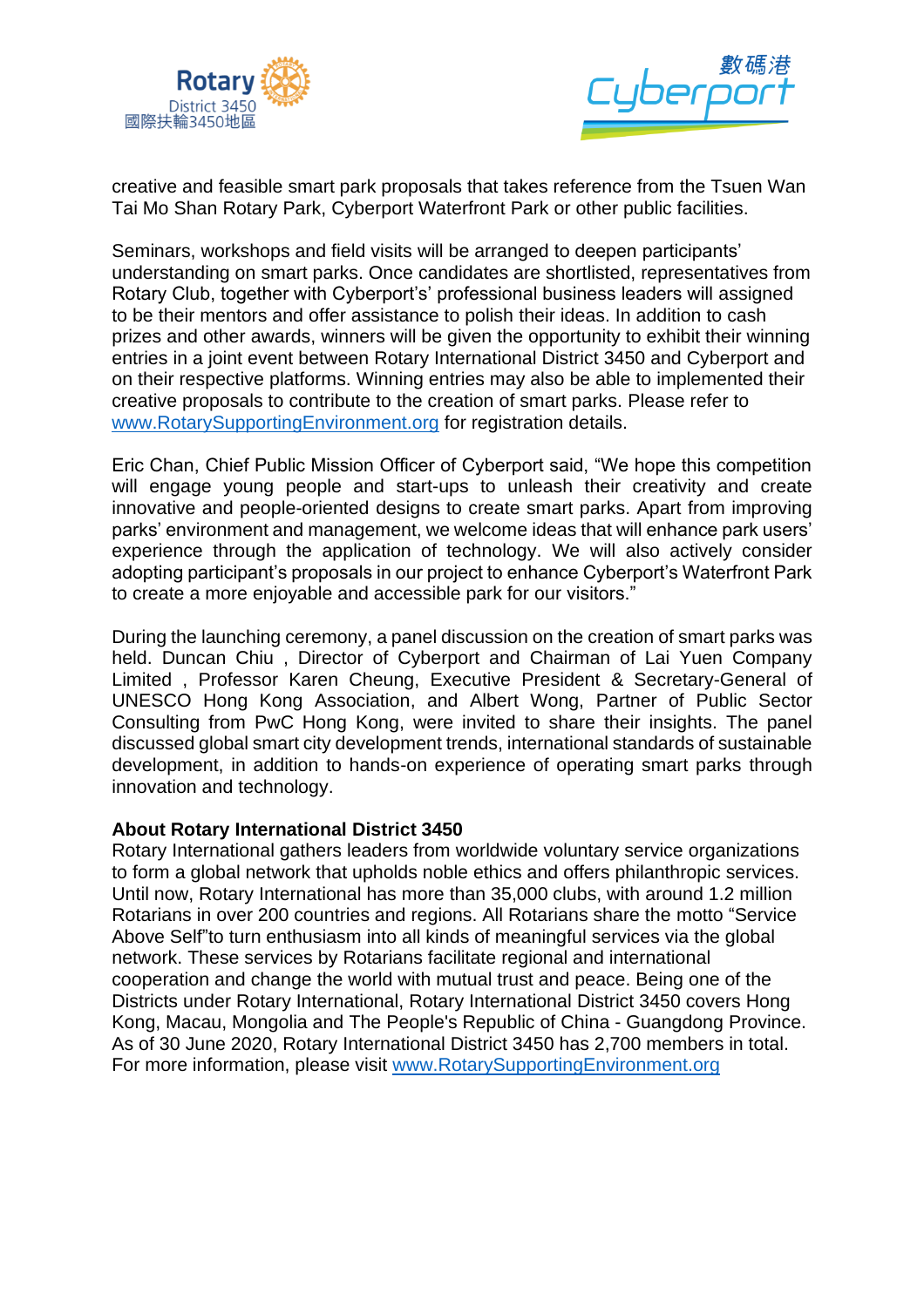creative and feasible smart park proposals that takes reference from the Tsuen Wan Tai Mo Shan Rotary Park, Cyberport Waterfront Park or other public facilities.

Seminars, workshops and field visits will be arranged to deepen participants' understanding on smart parks. Once candidates are shortlisted, representatives from Rotary Club, together with Cyberport's' professional business leaders will assigned to be their mentors and offer assistance to polish their ideas. In addition to cash prizes and other awards, winners will be given the opportunity to exhibit their winning entries in a joint event between Rotary International District 3450 and Cyberport and on their respective platforms. Winning entries may also be able to implemented their creative proposals to contribute to the creation of smart parks. Please refer to www.RotarySupportingEnvironment.org for registration details.

Eric Chan, Chief Public Mission Officer of Cyberport said, "We hope this competition will engage young people and start-ups to unleash their creativity and create innovative and people-oriented designs to create smart parks. Apart from improving parks' environment and management, we welcome ideas that will enhance park users' experience through the application of technology. We will also actively consider adopting participant's proposals in our project to enhance Cyberport's Waterfront Park to create a more enjoyable and accessible park for our visitors."

During the launching ceremony, a panel discussion on the creation of smart parks was held. Duncan Chiu , Director of Cyberport and Chairman of Lai Yuen Company Limited , Professor Karen Cheung, Executive President & Secretary-General of UNESCO Hong Kong Association, and Albert Wong, Partner of Public Sector Consulting from PwC Hong Kong, were invited to share their insights. The panel discussed global smart city development trends, international standards of sustainable development, in addition to hands-on experience of operating smart parks through innovation and technology.

**About Rotary International District 3450**

Rotary International gathers leaders from worldwide voluntary service organizations to form a global network that upholds noble ethics and offers philanthropic services. Until now, Rotary International has more than 35,000 clubs, with around 1.2 million Rotarians in over 200 countries and regions. All Rotarians share the motto "Service Above Self"to turn enthusiasm into all kinds of meaningful services via the global network. These services by Rotarians facilitate regional and international cooperation and change the world with mutual trust and peace. Being one of the Districts under Rotary International, Rotary International District 3450 covers Hong Kong, Macau, Mongolia and The People's Republic of China - Guangdong Province. As of 30 June 2020, Rotary International District 3450 has 2,700 members in total. For more information, please visit www.RotarySupportingEnvironment.org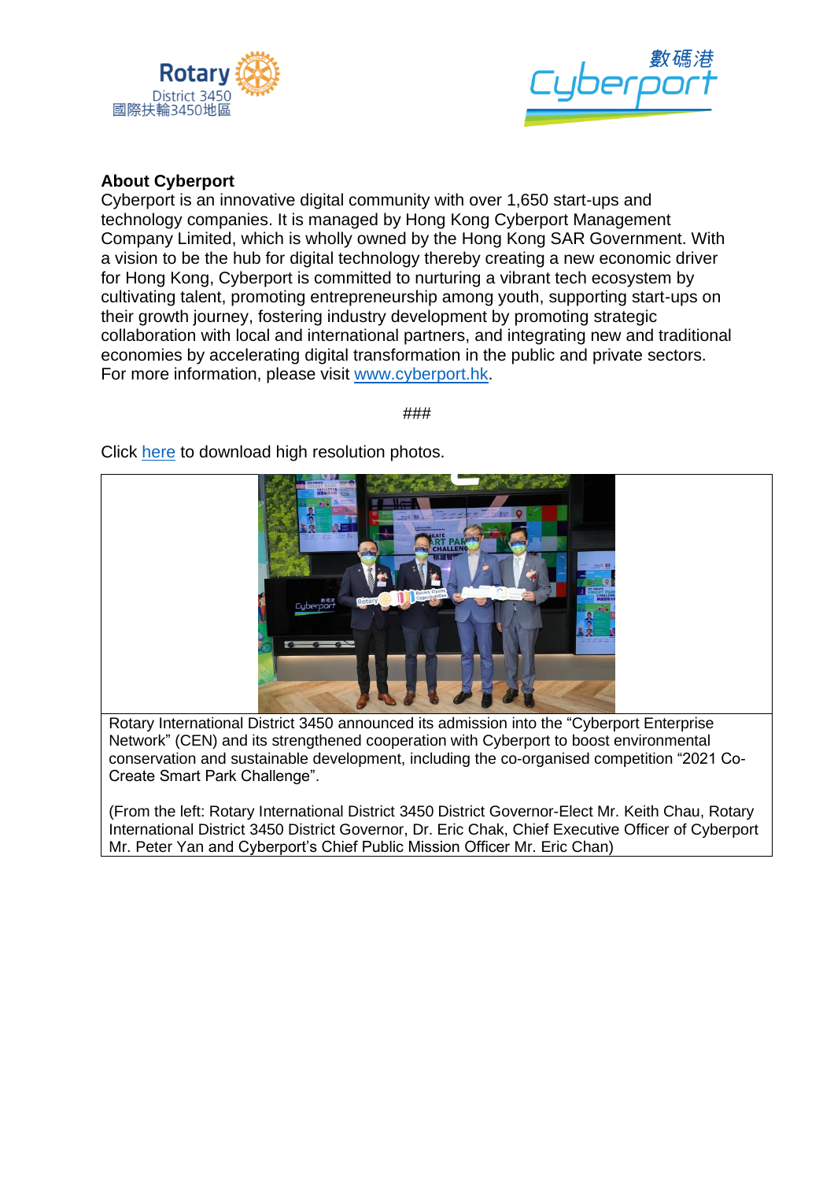## About Cyberport

Cyberport is an innovative digital community with over 1,650 start-ups and technology companies. It is managed by Hong Kong Cyberport Management Company Limited, which is wholly owned by the Hong Kong SAR Government. With a vision to be the hub for digital technology thereby creating a new economic driver for Hong Kong, Cyberport is committed to nurturing a vibrant tech ecosystem by cultivating talent, promoting entrepreneurship among youth, supporting start-ups on their growth journey, fostering industry development by promoting strategic collaboration with local and international partners, and integrating new and traditional economies by accelerating digital transformation in the public and private sectors. For more information, please visit www.cyberport.hk.

###

Click here to download high resolution photos.

Rotary International District 3450 announced its admission into the "Cyberport Enterprise Network" (CEN) and its strengthened cooperation with Cyberport to boost environmental conservation and sustainable development, including the co-organised competition "2021 Co-Create Smart Park Challenge".

(From the left: Rotary International District 3450 District Governor-Elect Mr. Keith Chau, Rotary International District 3450 District Governor, Dr. Eric Chak, Chief Executive Officer of Cyberport Mr. Peter Yan and Cyberport's Chief Public Mission Officer Mr. Eric Chan)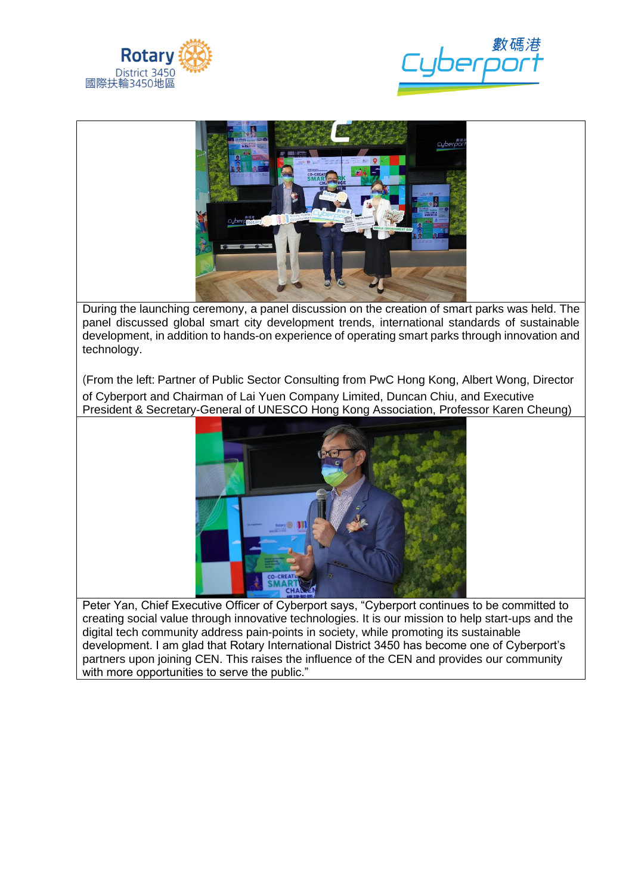During the launching ceremony, a panel discussion on the creation of smart parks was held. The panel discussed global smart city development trends, international standards of sustainable development, in addition to hands-on experience of operating smart parks through innovation and technology.

(From the left: Partner of Public Sector Consulting from PwC Hong Kong, Albert Wong, Director of Cyberport and Chairman of Lai Yuen Company Limited, Duncan Chiu, and Executive President & Secretary-General of UNESCO Hong Kong Association, Professor Karen Cheung)

Peter Yan, Chief Executive Officer of Cyberport says, "Cyberport continues to be committed to creating social value through innovative technologies. It is our mission to help start-ups and the digital tech community address pain-points in society, while promoting its sustainable development. I am glad that Rotary International District 3450 has become one of Cyberport's partners upon joining CEN. This raises the influence of the CEN and provides our community with more opportunities to serve the public."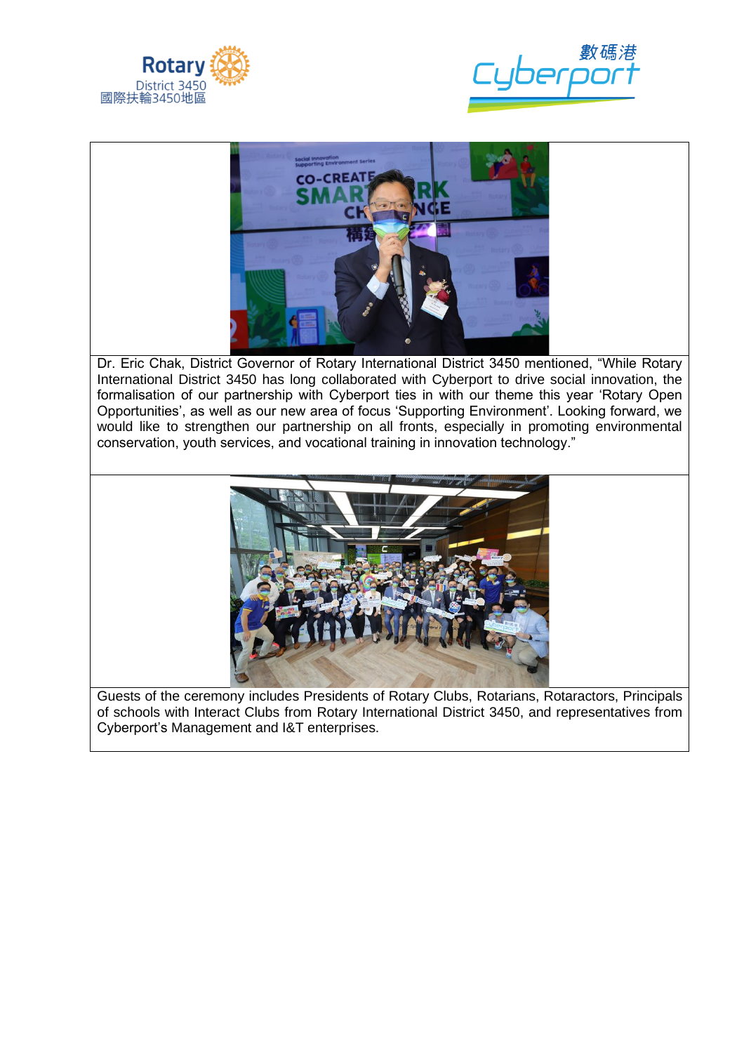Dr. Eric Chak, District Governor of Rotary International District 3450 mentioned, "While Rotary International District 3450 has long collaborated with Cyberport to drive social innovation, the formalisation of our partnership with Cyberport ties in with our theme this year 'Rotary Open Opportunities', as well as our new area of focus 'Supporting Environment'. Looking forward, we would like to strengthen our partnership on all fronts, especially in promoting environmental conservation, youth services, and vocational training in innovation technology."

Guests of the ceremony includes Presidents of Rotary Clubs, Rotarians, Rotaractors, Principals of schools with Interact Clubs from Rotary International District 3450, and representatives from Cyberport's Management and I&T enterprises.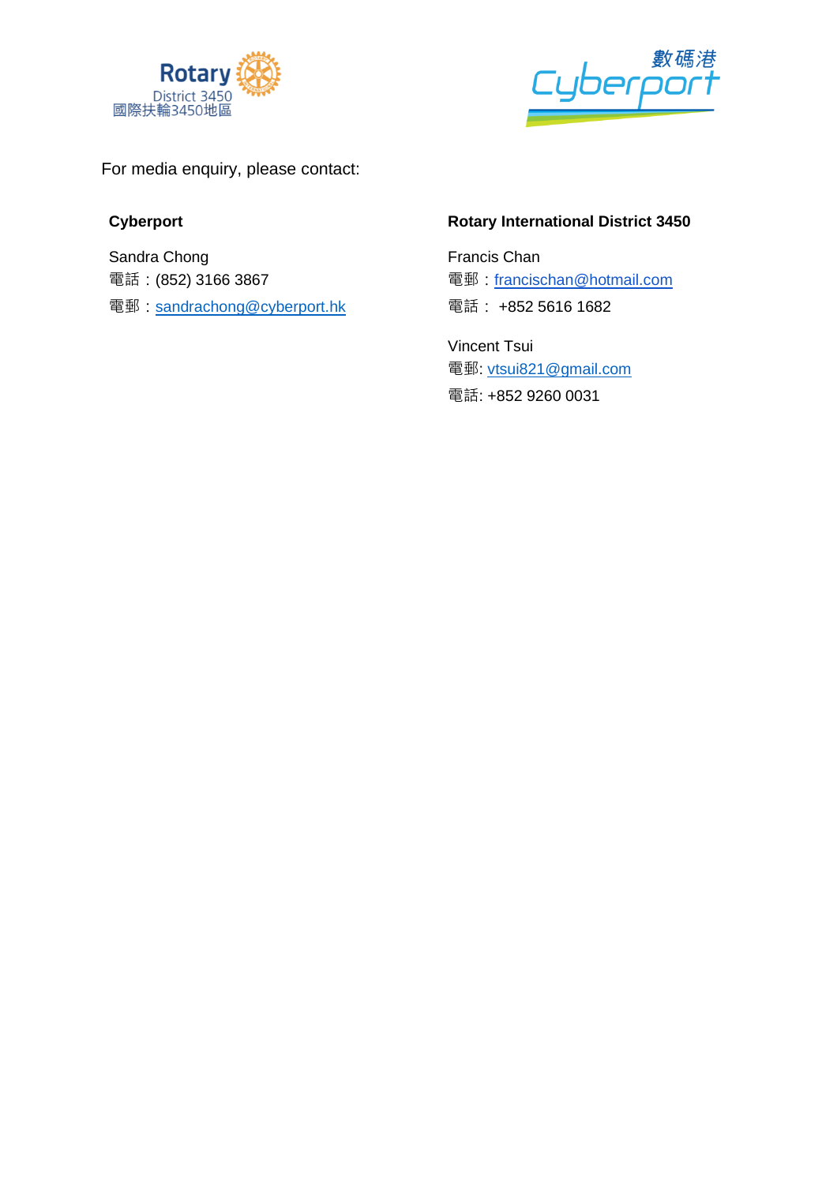For media enquiry, please contact:

**Cyberport**

Sandra Chong
電話：(852) 3166 3867
電郵：sandrachong@cyberport.hk

**Rotary International District 3450**

Francis Chan
電郵：francischan@hotmail.com
電話： +852 5616 1682

Vincent Tsui
電郵: vtsui821@gmail.com
電話: +852 9260 0031